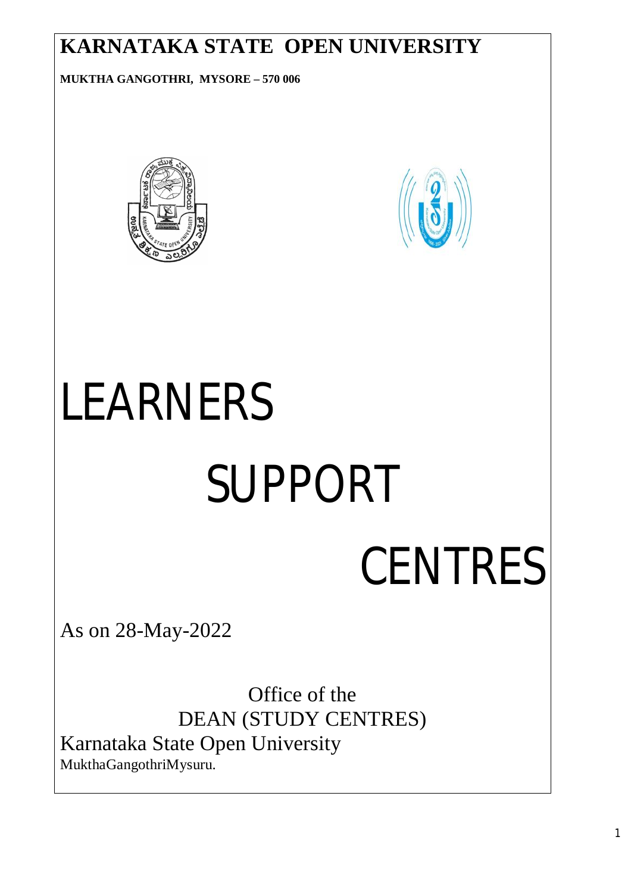# KARNATAKA STATE OPEN UNIVERSITY

**MUKTHA GANGOTHRI, MYSORE – 570 006**

# LEARNERS SUPPORT CENTRES

As on 28-May-2022

Office of the
DEAN (STUDY CENTRES)
Karnataka State Open University
MukthaGangothriMysuru.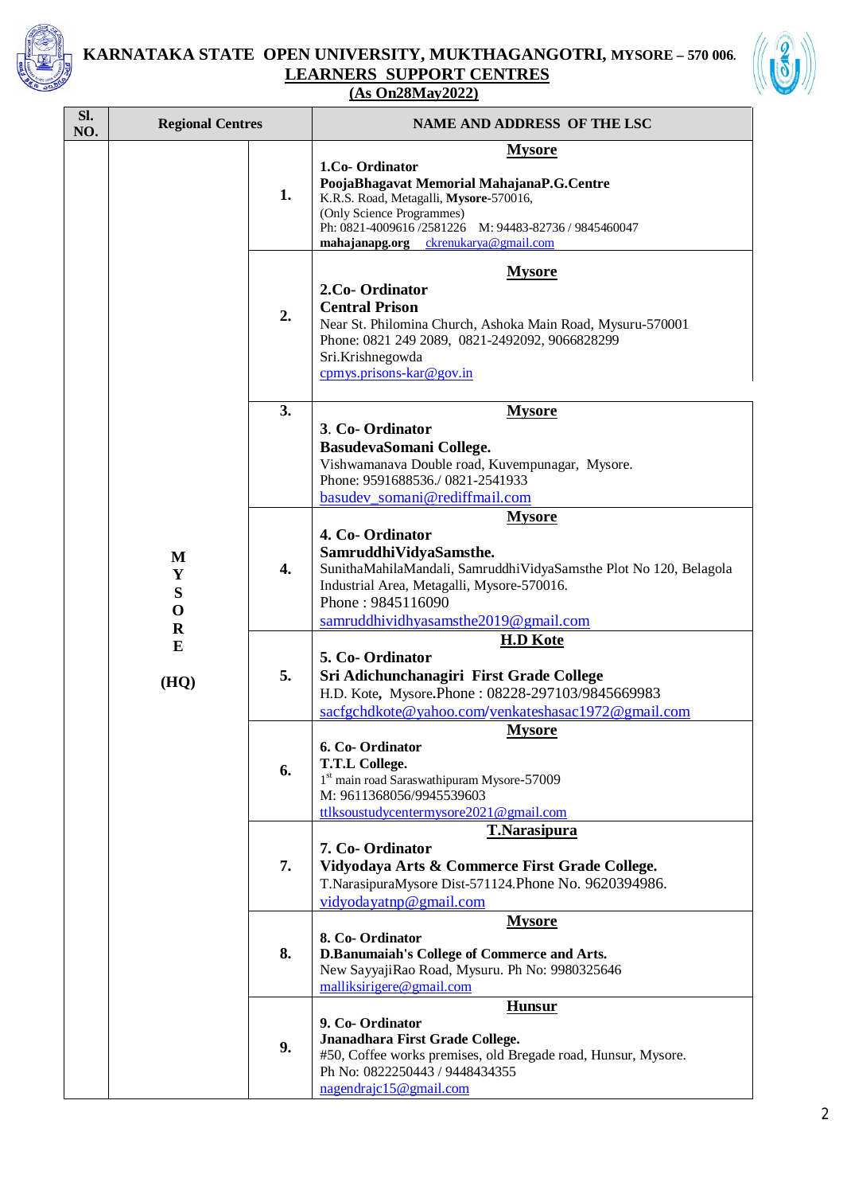# KARNATAKA STATE OPEN UNIVERSITY, MUKTHAGANGOTRI, MYSORE – 570 006.

## LEARNERS SUPPORT CENTRES

**(As On28May2022)**

| Sl. NO. | Regional Centres | | NAME AND ADDRESS OF THE LSC |
|---|---|---|---|
| | MYSORE (HQ) | 1. | **Mysore** <br> **1.Co- Ordinator** <br> **PoojaBhagavat Memorial MahajanaP.G.Centre** <br> K.R.S. Road, Metagalli, **Mysore**-570016, <br> (Only Science Programmes) <br> Ph: 0821-4009616 /2581226 M: 94483-82736 / 9845460047 <br> **mahajanapg.org** ckrenukarya@gmail.com |
| | | 2. | **Mysore** <br> **2.Co- Ordinator** <br> **Central Prison** <br> Near St. Philomina Church, Ashoka Main Road, Mysuru-570001 <br> Phone: 0821 249 2089, 0821-2492092, 9066828299 <br> Sri.Krishnegowda <br> cpmys.prisons-kar@gov.in |
| | | 3. | **Mysore** <br> 3. **Co- Ordinator** <br> **BasudevaSomani College.** <br> Vishwamanava Double road, Kuvempunagar, Mysore. <br> Phone: 9591688536./ 0821-2541933 <br> basudev_somani@rediffmail.com |
| | | 4. | **Mysore** <br> **4. Co- Ordinator** <br> **SamruddhiVidyaSamsthe.** <br> SunithaMahilaMandali, SamruddhiVidyaSamsthe Plot No 120, Belagola Industrial Area, Metagalli, Mysore-570016. <br> Phone : 9845116090 <br> samruddhividhyasamsthe2019@gmail.com |
| | | 5. | **H.D Kote** <br> **5. Co- Ordinator** <br> **Sri Adichunchanagiri First Grade College** <br> H.D. Kote, Mysore.Phone : 08228-297103/9845669983 <br> sacfgchdkote@yahoo.com/venkateshasac1972@gmail.com |
| | | 6. | **Mysore** <br> **6. Co- Ordinator** <br> **T.T.L College.** <br> 1st main road Saraswathipuram Mysore-57009 <br> M: 9611368056/9945539603 <br> ttlksoustudycentermysore2021@gmail.com |
| | | 7. | **T.Narasipura** <br> **7. Co- Ordinator** <br> **Vidyodaya Arts & Commerce First Grade College.** <br> T.NarasipuraMysore Dist-571124.Phone No. 9620394986. <br> vidyodayatnp@gmail.com |
| | | 8. | **Mysore** <br> **8. Co- Ordinator** <br> **D.Banumaiah's College of Commerce and Arts.** <br> New SayyajiRao Road, Mysuru. Ph No: 9980325646 <br> malliksirigere@gmail.com |
| | | 9. | **Hunsur** <br> **9. Co- Ordinator** <br> **Jnanadhara First Grade College.** <br> #50, Coffee works premises, old Bregade road, Hunsur, Mysore. <br> Ph No: 0822250443 / 9448434355 <br> nagendrajc15@gmail.com |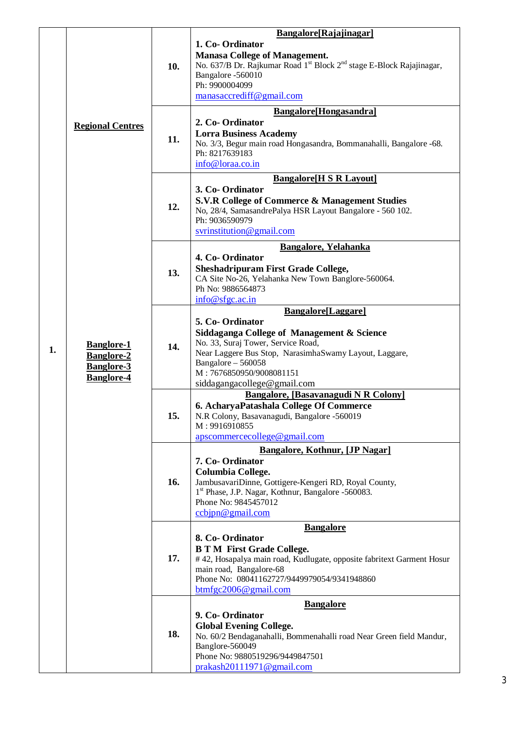| | | | |
|---|---|---|---|
| 1. | **Regional Centres**<br><br>**Banglore-1**<br>**Banglore-2**<br>**Banglore-3**<br>**Banglore-4** | **10.** | **Bangalore[Rajajinagar]**<br>**1. Co- Ordinator**<br>**Manasa College of Management.**<br>No. 637/B Dr. Rajkumar Road 1st Block 2nd stage E-Block Rajajinagar, Bangalore -560010<br>Ph: 9900004099<br>manasaccrediff@gmail.com |
| | | **11.** | **Bangalore[Hongasandra]**<br>**2. Co- Ordinator**<br>**Lorra Business Academy**<br>No. 3/3, Begur main road Hongasandra, Bommanahalli, Bangalore -68.<br>Ph: 8217639183<br>info@loraa.co.in |
| | | **12.** | **Bangalore[H S R Layout]**<br>**3. Co- Ordinator**<br>**S.V.R College of Commerce & Management Studies**<br>No, 28/4, SamasandrePalya HSR Layout Bangalore - 560 102.<br>Ph: 9036590979<br>svrinstitution@gmail.com |
| | | **13.** | **Bangalore, Yelahanka**<br>**4. Co- Ordinator**<br>**Sheshadripuram First Grade College,**<br>CA Site No-26, Yelahanka New Town Banglore-560064.<br>Ph No: 9886564873<br>info@sfgc.ac.in |
| | | **14.** | **Bangalore[Laggare]**<br>**5. Co- Ordinator**<br>**Siddaganga College of Management & Science**<br>No. 33, Suraj Tower, Service Road,<br>Near Laggere Bus Stop, NarasimhaSwamy Layout, Laggare,<br>Bangalore – 560058<br>M : 7676850950/9008081151<br>siddagangacollege@gmail.com |
| | | **15.** | **Bangalore, [Basavanagudi N R Colony]**<br>**6. AcharyaPatashala College Of Commerce**<br>N.R Colony, Basavanagudi, Bangalore -560019<br>M : 9916910855<br>apscommercecollege@gmail.com |
| | | **16.** | **Bangalore, Kothnur, [JP Nagar]**<br>**7. Co- Ordinator**<br>**Columbia College.**<br>JambusavariDinne, Gottigere-Kengeri RD, Royal County,<br>1st Phase, J.P. Nagar, Kothnur, Bangalore -560083.<br>Phone No: 9845457012<br>ccbjpn@gmail.com |
| | | **17.** | **Bangalore**<br>**8. Co- Ordinator**<br>**B T M First Grade College.**<br># 42, Hosapalya main road, Kudlugate, opposite fabritext Garment Hosur main road, Bangalore-68<br>Phone No: 08041162727/9449979054/9341948860<br>btmfgc2006@gmail.com |
| | | **18.** | **Bangalore**<br>**9. Co- Ordinator**<br>**Global Evening College.**<br>No. 60/2 Bendaganahalli, Bommenahalli road Near Green field Mandur, Banglore-560049<br>Phone No: 9880519296/9449847501<br>prakash20111971@gmail.com |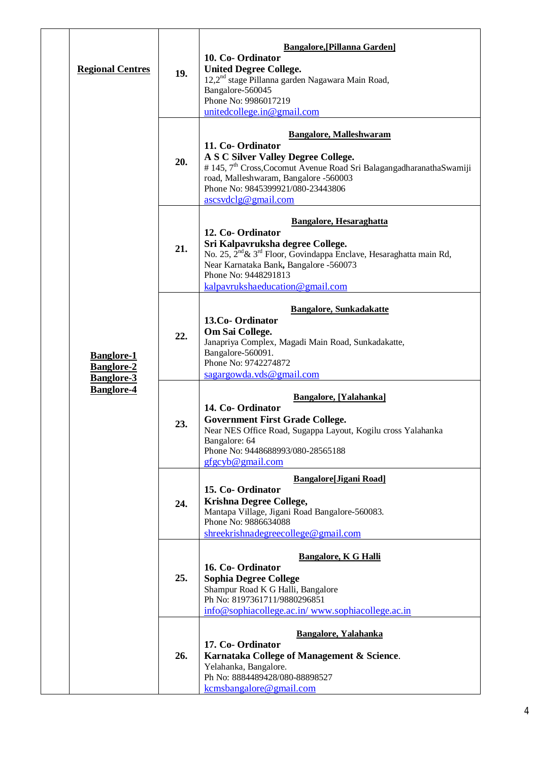| | | | |
|---|---|---|---|
| | **Regional Centres** | **19.** | **Bangalore,[Pillanna Garden]**<br>**10. Co- Ordinator**<br>**United Degree College.**<br>12,2nd stage Pillanna garden Nagawara Main Road, Bangalore-560045<br>Phone No: 9986017219<br>unitedcollege.in@gmail.com |
| | **Banglore-1**<br>**Banglore-2**<br>**Banglore-3**<br>**Banglore-4** | **20.** | **Bangalore, Malleshwaram**<br>**11. Co- Ordinator**<br>**A S C Silver Valley Degree College.**<br># 145, 7th Cross,Cocomut Avenue Road Sri BalagangadharanathaSwamiji road, Malleshwaram, Bangalore -560003<br>Phone No: 9845399921/080-23443806<br>ascsvdclg@gmail.com |
| | | **21.** | **Bangalore, Hesaraghatta**<br>**12. Co- Ordinator**<br>**Sri Kalpavruksha degree College.**<br>No. 25, 2nd& 3rd Floor, Govindappa Enclave, Hesaraghatta main Rd, Near Karnataka Bank**,** Bangalore -560073<br>Phone No: 9448291813<br>kalpavrukshaeducation@gmail.com |
| | | **22.** | **Bangalore, Sunkadakatte**<br>**13.Co- Ordinator**<br>**Om Sai College.**<br>Janapriya Complex, Magadi Main Road, Sunkadakatte, Bangalore-560091.<br>Phone No: 9742274872<br>sagargowda.vds@gmail.com |
| | | **23.** | **Bangalore, [Yalahanka]**<br>**14. Co- Ordinator**<br>**Government First Grade College.**<br>Near NES Office Road, Sugappa Layout, Kogilu cross Yalahanka Bangalore: 64<br>Phone No: 9448688993/080-28565188<br>gfgcyb@gmail.com |
| | | **24.** | **Bangalore[Jigani Road]**<br>**15. Co- Ordinator**<br>**Krishna Degree College,**<br>Mantapa Village, Jigani Road Bangalore-560083.<br>Phone No: 9886634088<br>shreekrishnadegreecollege@gmail.com |
| | | **25.** | **Bangalore, K G Halli**<br>**16. Co- Ordinator**<br>**Sophia Degree College**<br>Shampur Road K G Halli, Bangalore<br>Ph No: 8197361711/9880296851<br>info@sophiacollege.ac.in/ www.sophiacollege.ac.in |
| | | **26.** | **Bangalore, Yalahanka**<br>**17. Co- Ordinator**<br>**Karnataka College of Management & Science**.<br>Yelahanka, Bangalore.<br>Ph No: 8884489428/080-88898527<br>kcmsbangalore@gmail.com |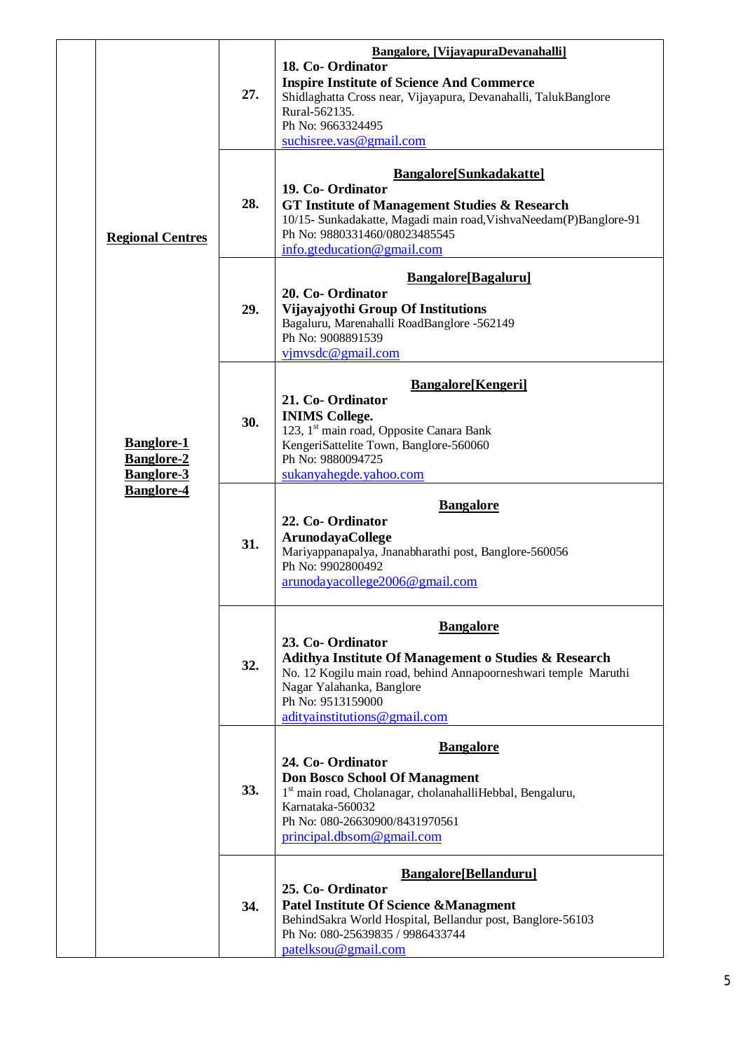| | | | |
|---|---|---|---|
| | **Regional Centres** | **27.** | **Bangalore, [VijayapuraDevanahalli]**<br>**18. Co- Ordinator**<br>**Inspire Institute of Science And Commerce**<br>Shidlaghatta Cross near, Vijayapura, Devanahalli, TalukBanglore Rural-562135.<br>Ph No: 9663324495<br>suchisree.vas@gmail.com |
| | | **28.** | **Bangalore[Sunkadakatte]**<br>**19. Co- Ordinator**<br>**GT Institute of Management Studies & Research**<br>10/15- Sunkadakatte, Magadi main road,VishvaNeedam(P)Banglore-91<br>Ph No: 9880331460/08023485545<br>info.gteducation@gmail.com |
| | | **29.** | **Bangalore[Bagaluru]**<br>**20. Co- Ordinator**<br>**Vijayajyothi Group Of Institutions**<br>Bagaluru, Marenahalli RoadBanglore -562149<br>Ph No: 9008891539<br>vjmvsdc@gmail.com |
| | **Banglore-1**<br>**Banglore-2**<br>**Banglore-3**<br>**Banglore-4** | **30.** | **Bangalore[Kengeri]**<br>**21. Co- Ordinator**<br>**INIMS College.**<br>123, 1st main road, Opposite Canara Bank<br>KengeriSattelite Town, Banglore-560060<br>Ph No: 9880094725<br>sukanyahegde.yahoo.com |
| | | **31.** | **Bangalore**<br>**22. Co- Ordinator**<br>**ArunodayaCollege**<br>Mariyappanapalya, Jnanabharathi post, Banglore-560056<br>Ph No: 9902800492<br>arunodayacollege2006@gmail.com |
| | | **32.** | **Bangalore**<br>**23. Co- Ordinator**<br>**Adithya Institute Of Management o Studies & Research**<br>No. 12 Kogilu main road, behind Annapoorneshwari temple Maruthi Nagar Yalahanka, Banglore<br>Ph No: 9513159000<br>adityainstitutions@gmail.com |
| | | **33.** | **Bangalore**<br>**24. Co- Ordinator**<br>**Don Bosco School Of Managment**<br>1st main road, Cholanagar, cholanahalliHebbal, Bengaluru, Karnataka-560032<br>Ph No: 080-26630900/8431970561<br>principal.dbsom@gmail.com |
| | | **34.** | **Bangalore[Bellanduru]**<br>**25. Co- Ordinator**<br>**Patel Institute Of Science &Managment**<br>BehindSakra World Hospital, Bellandur post, Banglore-56103<br>Ph No: 080-25639835 / 9986433744<br>patelksou@gmail.com |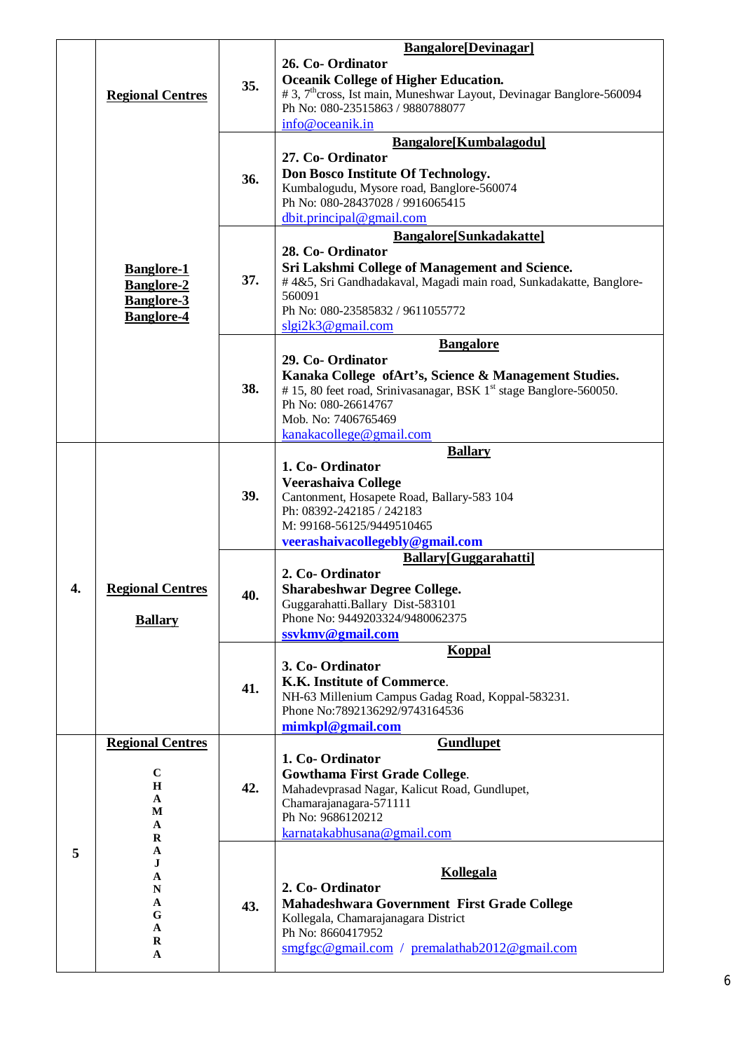| | | | |
|---|---|---|---|
| | **Regional Centres**<br><br>**Banglore-1**<br>**Banglore-2**<br>**Banglore-3**<br>**Banglore-4** | **35.** | **Bangalore[Devinagar]**<br>**26. Co- Ordinator**<br>**Oceanik College of Higher Education.**<br># 3, 7th cross, Ist main, Muneshwar Layout, Devinagar Banglore-560094<br>Ph No: 080-23515863 / 9880788077<br>info@oceanik.in |
| | | **36.** | **Bangalore[Kumbalagodu]**<br>**27. Co- Ordinator**<br>**Don Bosco Institute Of Technology.**<br>Kumbalogudu, Mysore road, Banglore-560074<br>Ph No: 080-28437028 / 9916065415<br>dbit.principal@gmail.com |
| | | **37.** | **Bangalore[Sunkadakatte]**<br>**28. Co- Ordinator**<br>**Sri Lakshmi College of Management and Science.**<br># 4&5, Sri Gandhadakaval, Magadi main road, Sunkadakatte, Banglore-560091<br>Ph No: 080-23585832 / 9611055772<br>slgi2k3@gmail.com |
| | | **38.** | **Bangalore**<br>**29. Co- Ordinator**<br>**Kanaka College ofArt's, Science & Management Studies.**<br># 15, 80 feet road, Srinivasanagar, BSK 1st stage Banglore-560050.<br>Ph No: 080-26614767<br>Mob. No: 7406765469<br>kanakacollege@gmail.com |
| **4.** | **Regional Centres**<br><br>**Ballary** | **39.** | **Ballary**<br>**1. Co- Ordinator**<br>**Veerashaiva College**<br>Cantonment, Hosapete Road, Ballary-583 104<br>Ph: 08392-242185 / 242183<br>M: 99168-56125/9449510465<br>**veerashaivacollegebly@gmail.com** |
| | | **40.** | **Ballary[Guggarahatti]**<br>**2. Co- Ordinator**<br>**Sharabeshwar Degree College.**<br>Guggarahatti.Ballary Dist-583101<br>Phone No: 9449203324/9480062375<br>**ssvkmv@gmail.com** |
| | | **41.** | **Koppal**<br>**3. Co- Ordinator**<br>**K.K. Institute of Commerce**.<br>NH-63 Millenium Campus Gadag Road, Koppal-583231.<br>Phone No:7892136292/9743164536<br>**mimkpl@gmail.com** |
| **5** | **Regional Centres**<br><br>**CHAMARAJANAGARA** | **42.** | **Gundlupet**<br>**1. Co- Ordinator**<br>**Gowthama First Grade College**.<br>Mahadevprasad Nagar, Kalicut Road, Gundlupet, Chamarajanagara-571111<br>Ph No: 9686120212<br>karnatakabhusana@gmail.com |
| | | **43.** | **Kollegala**<br>**2. Co- Ordinator**<br>**Mahadeshwara Government First Grade College**<br>Kollegala, Chamarajanagara District<br>Ph No: 8660417952<br>smgfgc@gmail.com / premalathab2012@gmail.com |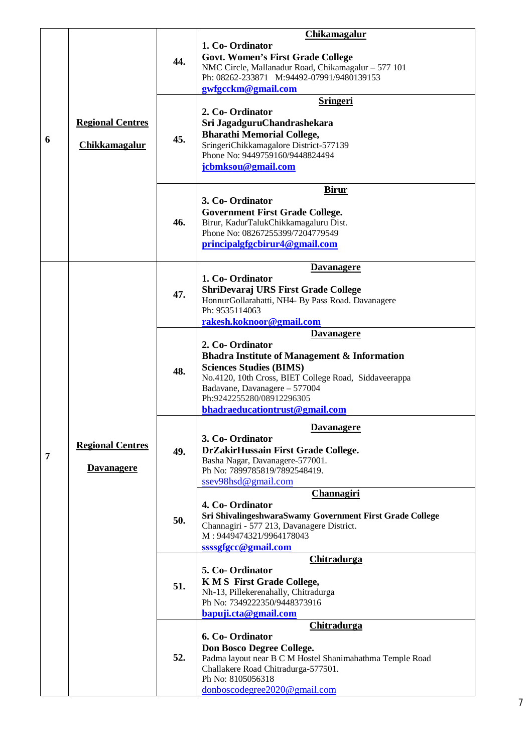| 6 | **Regional Centres Chikkamagalur** | **44.** | **Chikamagalur**<br>**1. Co- Ordinator**<br>**Govt. Women's First Grade College**<br>NMC Circle, Mallanadur Road, Chikamagalur – 577 101<br>Ph: 08262-233871 M:94492-07991/9480139153<br>**gwfgcckm@gmail.com** |
|---|---|---|---|
| | | **45.** | **Sringeri**<br>**2. Co- Ordinator**<br>**Sri JagadguruChandrashekara Bharathi Memorial College,**<br>SringeriChikkamagalore District-577139<br>Phone No: 9449759160/9448824494<br>**jcbmksou@gmail.com** |
| | | **46.** | **Birur**<br>**3. Co- Ordinator**<br>**Government First Grade College.**<br>Birur, KadurTalukChikkamagaluru Dist.<br>Phone No: 08267255399/7204779549<br>**principalgfgcbirur4@gmail.com** |
| 7 | **Regional Centres Davanagere** | **47.** | **Davanagere**<br>**1. Co- Ordinator**<br>**ShriDevaraj URS First Grade College**<br>HonnurGollarahatti, NH4- By Pass Road. Davanagere<br>Ph: 9535114063<br>**rakesh.koknoor@gmail.com** |
| | | **48.** | **Davanagere**<br>**2. Co- Ordinator**<br>**Bhadra Institute of Management & Information Sciences Studies (BIMS)**<br>No.4120, 10th Cross, BIET College Road, Siddaveerappa Badavane, Davanagere – 577004<br>Ph:9242255280/08912296305<br>**bhadraeducationtrust@gmail.com** |
| | | **49.** | **Davanagere**<br>**3. Co- Ordinator**<br>**DrZakirHussain First Grade College.**<br>Basha Nagar, Davanagere-577001.<br>Ph No: 7899785819/7892548419.<br>ssev98hsd@gmail.com |
| | | **50.** | **Channagiri**<br>**4. Co- Ordinator**<br>**Sri ShivalingeshwaraSwamy Government First Grade College**<br>Channagiri - 577 213, Davanagere District.<br>M : 9449474321/9964178043<br>**ssssgfgcc@gmail.com** |
| | | **51.** | **Chitradurga**<br>**5. Co- Ordinator**<br>**K M S First Grade College,**<br>Nh-13, Pillekerenahally, Chitradurga<br>Ph No: 7349222350/9448373916<br>**bapuji.cta@gmail.com** |
| | | **52.** | **Chitradurga**<br>**6. Co- Ordinator**<br>**Don Bosco Degree College.**<br>Padma layout near B C M Hostel Shanimahathma Temple Road Challakere Road Chitradurga-577501.<br>Ph No: 8105056318<br>donboscodegree2020@gmail.com |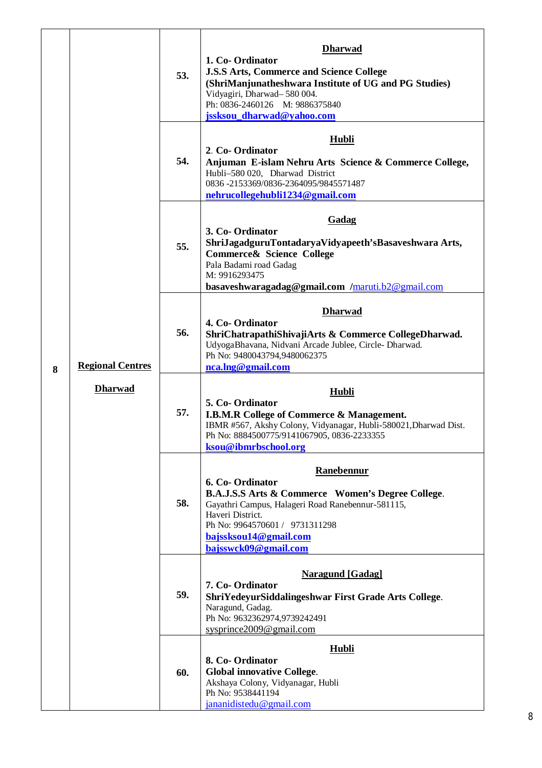| | | | |
|---|---|---|---|
| 8 | **Regional Centres** <br> **Dharwad** | **53.** | **Dharwad** <br> **1. Co- Ordinator** <br> **J.S.S Arts, Commerce and Science College** <br> **(ShriManjunatheshwara Institute of UG and PG Studies)** <br> Vidyagiri, Dharwad– 580 004. <br> Ph: 0836-2460126   M: 9886375840 <br> **jssksou_dharwad@yahoo.com** |
| | | **54.** | **Hubli** <br> **2. Co- Ordinator** <br> **Anjuman E-islam Nehru Arts Science & Commerce College,** <br> Hubli–580 020, Dharwad District <br> 0836 -2153369/0836-2364095/9845571487 <br> **nehrucollegehubli1234@gmail.com** |
| | | **55.** | **Gadag** <br> **3. Co- Ordinator** <br> **ShriJagadguruTontadaryaVidyapeeth'sBasaveshwara Arts, Commerce& Science College** <br> Pala Badami road Gadag <br> M: 9916293475 <br> **basaveshwaragadag@gmail.com** /maruti.b2@gmail.com |
| | | **56.** | **Dharwad** <br> **4. Co- Ordinator** <br> **ShriChatrapathiShivajiArts & Commerce CollegeDharwad.** <br> UdyogaBhavana, Nidvani Arcade Jublee, Circle- Dharwad. <br> Ph No: 9480043794,9480062375 <br> **nca.lng@gmail.com** |
| | | **57.** | **Hubli** <br> **5. Co- Ordinator** <br> **I.B.M.R College of Commerce & Management.** <br> IBMR #567, Akshy Colony, Vidyanagar, Hubli-580021,Dharwad Dist. <br> Ph No: 8884500775/9141067905, 0836-2233355 <br> **ksou@ibmrbschool.org** |
| | | **58.** | **Ranebennur** <br> **6. Co- Ordinator** <br> **B.A.J.S.S Arts & Commerce Women's Degree College**. <br> Gayathri Campus, Halageri Road Ranebennur-581115, <br> Haveri District. <br> Ph No: 9964570601 / 9731311298 <br> **bajssksou14@gmail.com** <br> **bajsswck09@gmail.com** |
| | | **59.** | **Naragund [Gadag]** <br> **7. Co- Ordinator** <br> **ShriYedeyurSiddalingeshwar First Grade Arts College**. <br> Naragund, Gadag. <br> Ph No: 9632362974,9739242491 <br> sysprince2009@gmail.com |
| | | **60.** | **Hubli** <br> **8. Co- Ordinator** <br> **Global innovative College**. <br> Akshaya Colony, Vidyanagar, Hubli <br> Ph No: 9538441194 <br> jananidistedu@gmail.com |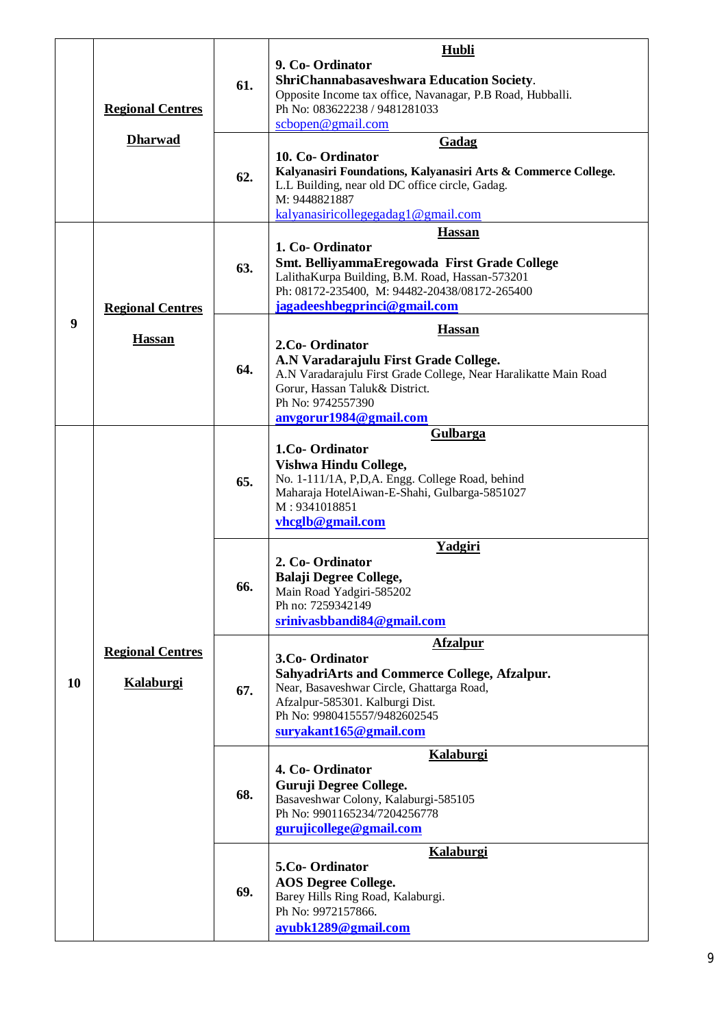| | | | |
|---|---|---|---|
| | **Regional Centres Dharwad** | **61.** | **Hubli**<br>**9. Co- Ordinator**<br>**ShriChannabasaveshwara Education Society**.<br>Opposite Income tax office, Navanagar, P.B Road, Hubballi.<br>Ph No: 083622238 / 9481281033<br>scbopen@gmail.com |
| | | **62.** | **Gadag**<br>**10. Co- Ordinator**<br>**Kalyanasiri Foundations, Kalyanasiri Arts & Commerce College.**<br>L.L Building, near old DC office circle, Gadag.<br>M: 9448821887<br>kalyanasiricollegegadag1@gmail.com |
| **9** | **Regional Centres Hassan** | **63.** | **Hassan**<br>**1. Co- Ordinator**<br>**Smt. BelliyammaEregowada First Grade College**<br>LalithaKurpa Building, B.M. Road, Hassan-573201<br>Ph: 08172-235400, M: 94482-20438/08172-265400<br>**jagadeeshbegprinci@gmail.com** |
| | | **64.** | **Hassan**<br>**2.Co- Ordinator**<br>**A.N Varadarajulu First Grade College.**<br>A.N Varadarajulu First Grade College, Near Haralikatte Main Road Gorur, Hassan Taluk& District.<br>Ph No: 9742557390<br>**anvgorur1984@gmail.com** |
| **10** | **Regional Centres Kalaburgi** | **65.** | **Gulbarga**<br>**1.Co- Ordinator**<br>**Vishwa Hindu College,**<br>No. 1-111/1A, P,D,A. Engg. College Road, behind Maharaja HotelAiwan-E-Shahi, Gulbarga-5851027<br>M : 9341018851<br>**vhcglb@gmail.com** |
| | | **66.** | **Yadgiri**<br>**2. Co- Ordinator**<br>**Balaji Degree College,**<br>Main Road Yadgiri-585202<br>Ph no: 7259342149<br>**srinivasbbandi84@gmail.com** |
| | | **67.** | **Afzalpur**<br>**3.Co- Ordinator**<br>**SahyadriArts and Commerce College, Afzalpur.**<br>Near, Basaveshwar Circle, Ghattarga Road, Afzalpur-585301. Kalburgi Dist.<br>Ph No: 9980415557/9482602545<br>**suryakant165@gmail.com** |
| | | **68.** | **Kalaburgi**<br>**4. Co- Ordinator**<br>**Guruji Degree College.**<br>Basaveshwar Colony, Kalaburgi-585105<br>Ph No: 9901165234/7204256778<br>**gurujicollege@gmail.com** |
| | | **69.** | **Kalaburgi**<br>**5.Co- Ordinator**<br>**AOS Degree College.**<br>Barey Hills Ring Road, Kalaburgi.<br>Ph No: 9972157866.<br>**ayubk1289@gmail.com** |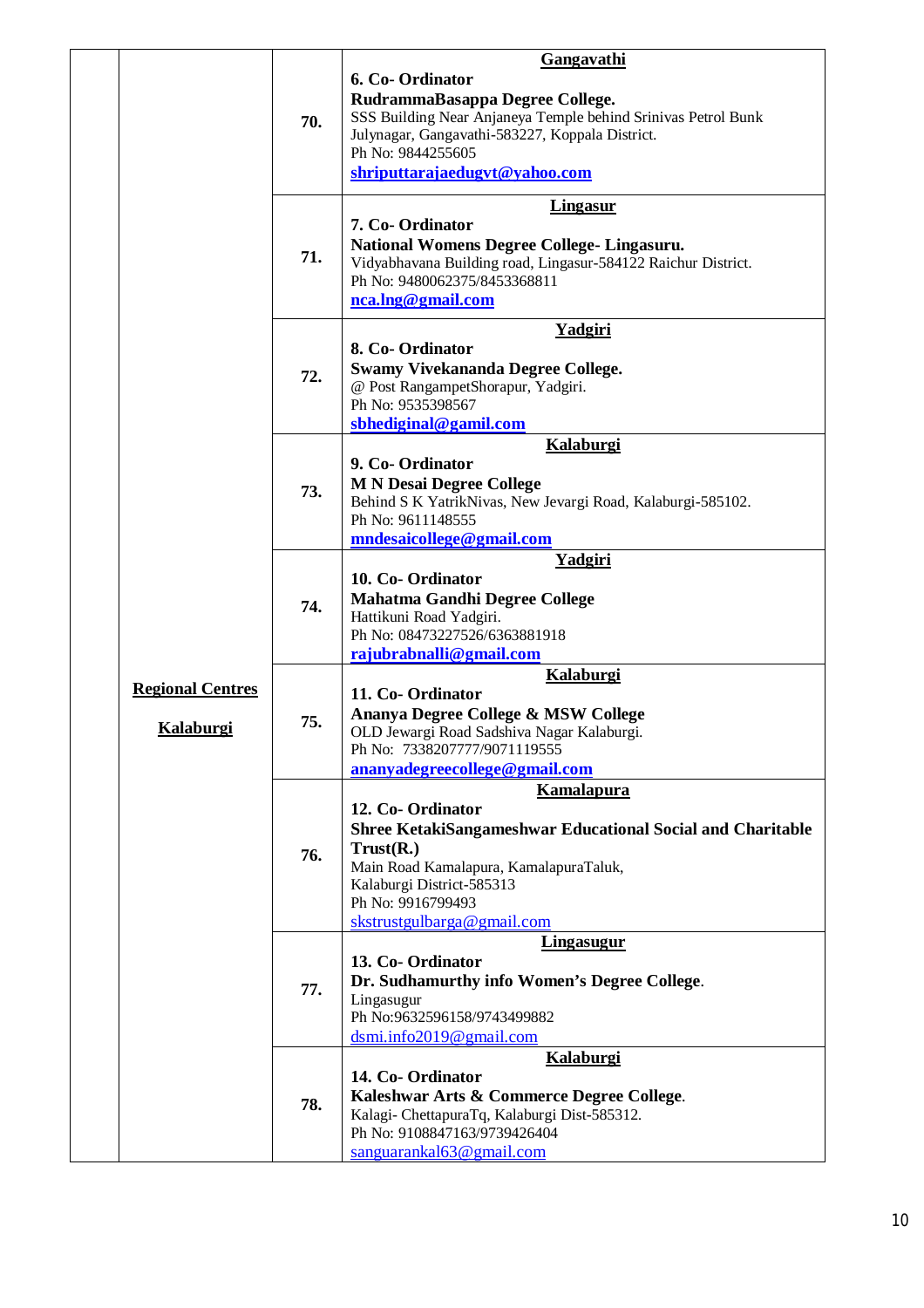|  |  |  |  |
|---|---|---|---|
|  | **Regional Centres**<br><br>**Kalaburgi** | **70.** | **Gangavathi**<br>**6. Co- Ordinator**<br>**RudrammaBasappa Degree College.**<br>SSS Building Near Anjaneya Temple behind Srinivas Petrol Bunk Julynagar, Gangavathi-583227, Koppala District.<br>Ph No: 9844255605<br>**shriputtarajaedugvt@yahoo.com** |
|  |  | **71.** | **Lingasur**<br>**7. Co- Ordinator**<br>**National Womens Degree College- Lingasuru.**<br>Vidyabhavana Building road, Lingasur-584122 Raichur District.<br>Ph No: 9480062375/8453368811<br>**nca.lng@gmail.com** |
|  |  | **72.** | **Yadgiri**<br>**8. Co- Ordinator**<br>**Swamy Vivekananda Degree College.**<br>@ Post RangampetShorapur, Yadgiri.<br>Ph No: 9535398567<br>**sbhediginal@gamil.com** |
|  |  | **73.** | **Kalaburgi**<br>**9. Co- Ordinator**<br>**M N Desai Degree College**<br>Behind S K YatrikNivas, New Jevargi Road, Kalaburgi-585102.<br>Ph No: 9611148555<br>**mndesaicollege@gmail.com** |
|  |  | **74.** | **Yadgiri**<br>**10. Co- Ordinator**<br>**Mahatma Gandhi Degree College**<br>Hattikuni Road Yadgiri.<br>Ph No: 08473227526/6363881918<br>**rajubrabnalli@gmail.com** |
|  |  | **75.** | **Kalaburgi**<br>**11. Co- Ordinator**<br>**Ananya Degree College & MSW College**<br>OLD Jewargi Road Sadshiva Nagar Kalaburgi.<br>Ph No: 7338207777/9071119555<br>**ananyadegreecollege@gmail.com** |
|  |  | **76.** | **Kamalapura**<br>**12. Co- Ordinator**<br>**Shree KetakiSangameshwar Educational Social and Charitable Trust(R.)**<br>Main Road Kamalapura, KamalapuraTaluk, Kalaburgi District-585313<br>Ph No: 9916799493<br>skstrustgulbarga@gmail.com |
|  |  | **77.** | **Lingasugur**<br>**13. Co- Ordinator**<br>**Dr. Sudhamurthy info Women's Degree College**.<br>Lingasugur<br>Ph No:9632596158/9743499882<br>dsmi.info2019@gmail.com |
|  |  | **78.** | **Kalaburgi**<br>**14. Co- Ordinator**<br>**Kaleshwar Arts & Commerce Degree College**.<br>Kalagi- ChettapuraTq, Kalaburgi Dist-585312.<br>Ph No: 9108847163/9739426404<br>sanguarankal63@gmail.com |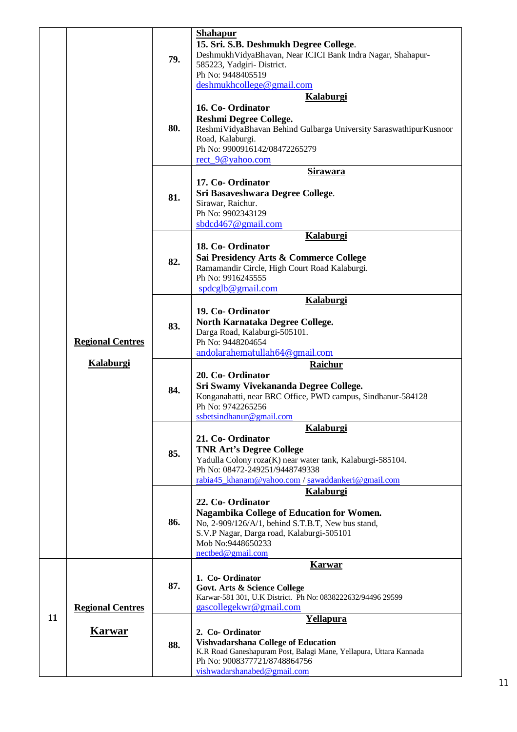| | | | |
|---|---|---|---|
| | | **79.** | **Shahapur**<br>**15. Sri. S.B. Deshmukh Degree College**.<br>DeshmukhVidyaBhavan, Near ICICI Bank Indra Nagar, Shahapur-585223, Yadgiri- District.<br>Ph No: 9448405519<br>deshmukhcollege@gmail.com |
| | | **80.** | **Kalaburgi**<br>**16. Co- Ordinator**<br>**Reshmi Degree College.**<br>ReshmiVidyaBhavan Behind Gulbarga University SaraswathipurKusnoor Road, Kalaburgi.<br>Ph No: 9900916142/08472265279<br>rect_9@yahoo.com |
| | | **81.** | **Sirawara**<br>**17. Co- Ordinator**<br>**Sri Basaveshwara Degree College**.<br>Sirawar, Raichur.<br>Ph No: 9902343129<br>sbdcd467@gmail.com |
| | | **82.** | **Kalaburgi**<br>**18. Co- Ordinator**<br>**Sai Presidency Arts & Commerce College**<br>Ramamandir Circle, High Court Road Kalaburgi.<br>Ph No: 9916245555<br>spdcglb@gmail.com |
| | **Regional Centres**<br><br>**Kalaburgi** | **83.** | **Kalaburgi**<br>**19. Co- Ordinator**<br>**North Karnataka Degree College.**<br>Darga Road, Kalaburgi-505101.<br>Ph No: 9448204654<br>andolarahematullah64@gmail.com |
| | | **84.** | **Raichur**<br>**20. Co- Ordinator**<br>**Sri Swamy Vivekananda Degree College.**<br>Konganahatti, near BRC Office, PWD campus, Sindhanur-584128<br>Ph No: 9742265256<br>ssbetsindhanur@gmail.com |
| | | **85.** | **Kalaburgi**<br>**21. Co- Ordinator**<br>**TNR Art's Degree College**<br>Yadulla Colony roza(K) near water tank, Kalaburgi-585104.<br>Ph No: 08472-249251/9448749338<br>rabia45_khanam@yahoo.com / sawaddankeri@gmail.com |
| | | **86.** | **Kalaburgi**<br>**22. Co- Ordinator**<br>**Nagambika College of Education for Women.**<br>No, 2-909/126/A/1, behind S.T.B.T, New bus stand, S.V.P Nagar, Darga road, Kalaburgi-505101<br>Mob No:9448650233<br>nectbed@gmail.com |
| **11** | **Regional Centres**<br><br>**Karwar** | **87.** | **Karwar**<br>**1. Co- Ordinator**<br>**Govt. Arts & Science College**<br>Karwar-581 301, U.K District. Ph No: 0838222632/94496 29599<br>gascollegekwr@gmail.com |
| | | **88.** | **Yellapura**<br>**2. Co- Ordinator**<br>**Vishvadarshana College of Education**<br>K.R Road Ganeshapuram Post, Balagi Mane, Yellapura, Uttara Kannada<br>Ph No: 9008377721/8748864756<br>vishwadarshanabed@gmail.com |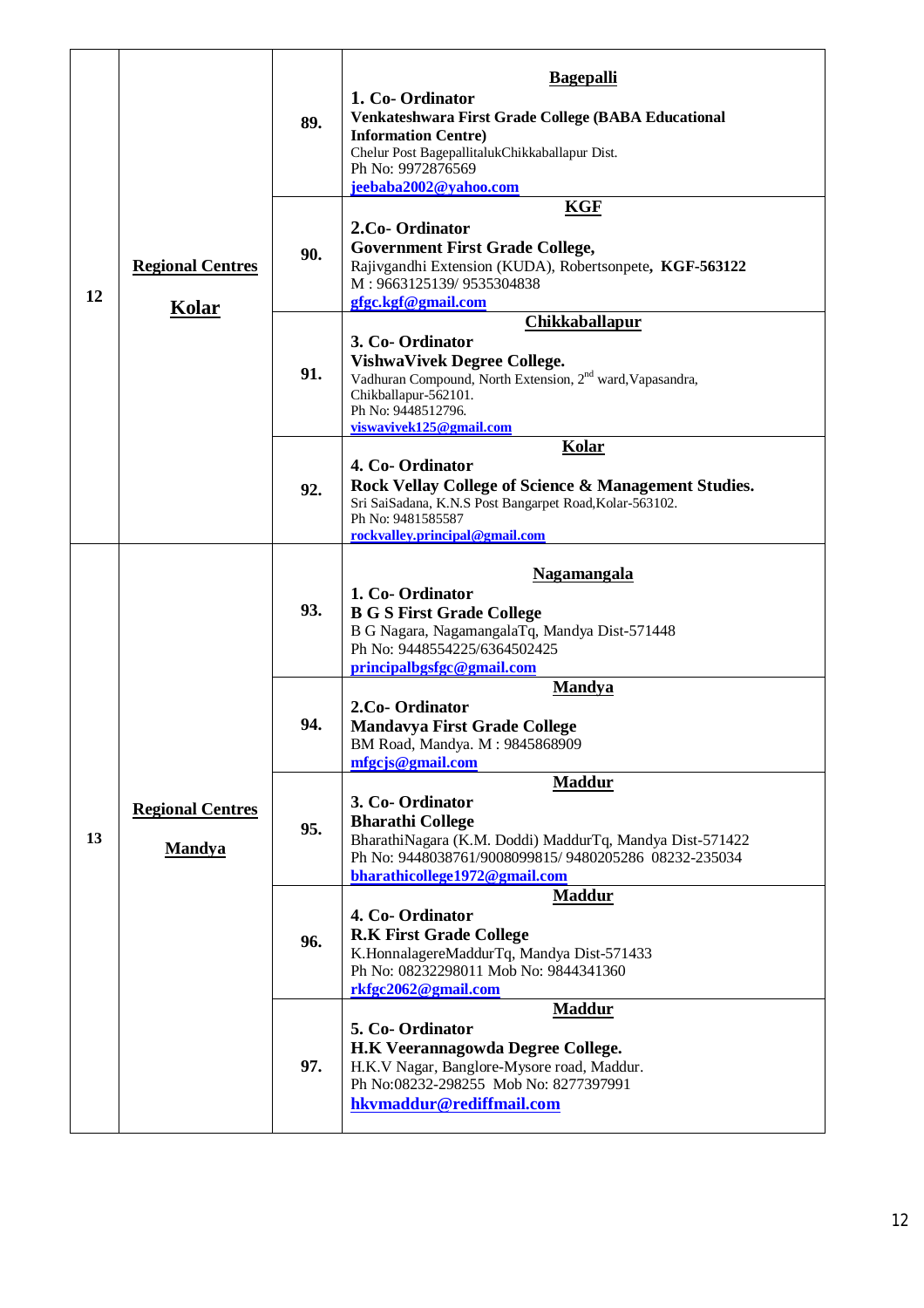| | | | |
|---|---|---|---|
| 12 | **Regional Centres** **Kolar** | **89.** | **Bagepalli**<br>**1. Co- Ordinator**<br>**Venkateshwara First Grade College (BABA Educational Information Centre)**<br>Chelur Post BagepallitalukChikkaballapur Dist.<br>Ph No: 9972876569<br>jeebaba2002@yahoo.com |
| | | **90.** | **KGF**<br>**2.Co- Ordinator**<br>**Government First Grade College,**<br>Rajivgandhi Extension (KUDA), Robertsonpete, **KGF-563122**<br>M : 9663125139/ 9535304838<br>gfgc.kgf@gmail.com |
| | | **91.** | **Chikkaballapur**<br>**3. Co- Ordinator**<br>**VishwaVivek Degree College.**<br>Vadhuran Compound, North Extension, 2nd ward,Vapasandra, Chikballapur-562101.<br>Ph No: 9448512796.<br>viswavivek125@gmail.com |
| | | **92.** | **Kolar**<br>**4. Co- Ordinator**<br>**Rock Vellay College of Science & Management Studies.**<br>Sri SaiSadana, K.N.S Post Bangarpet Road,Kolar-563102.<br>Ph No: 9481585587<br>rockvalley.principal@gmail.com |
| 13 | **Regional Centres** **Mandya** | **93.** | **Nagamangala**<br>**1. Co- Ordinator**<br>**B G S First Grade College**<br>B G Nagara, NagamangalaTq, Mandya Dist-571448<br>Ph No: 9448554225/6364502425<br>principalbgsfgc@gmail.com |
| | | **94.** | **Mandya**<br>**2.Co- Ordinator**<br>**Mandavya First Grade College**<br>BM Road, Mandya. M : 9845868909<br>mfgcjs@gmail.com |
| | | **95.** | **Maddur**<br>**3. Co- Ordinator**<br>**Bharathi College**<br>BharathiNagara (K.M. Doddi) MaddurTq, Mandya Dist-571422<br>Ph No: 9448038761/9008099815/ 9480205286 08232-235034<br>bharathicollege1972@gmail.com |
| | | **96.** | **Maddur**<br>**4. Co- Ordinator**<br>**R.K First Grade College**<br>K.HonnalagereMaddurTq, Mandya Dist-571433<br>Ph No: 08232298011 Mob No: 9844341360<br>rkfgc2062@gmail.com |
| | | **97.** | **Maddur**<br>**5. Co- Ordinator**<br>**H.K Veerannagowda Degree College.**<br>H.K.V Nagar, Banglore-Mysore road, Maddur.<br>Ph No:08232-298255 Mob No: 8277397991<br>hkvmaddur@rediffmail.com |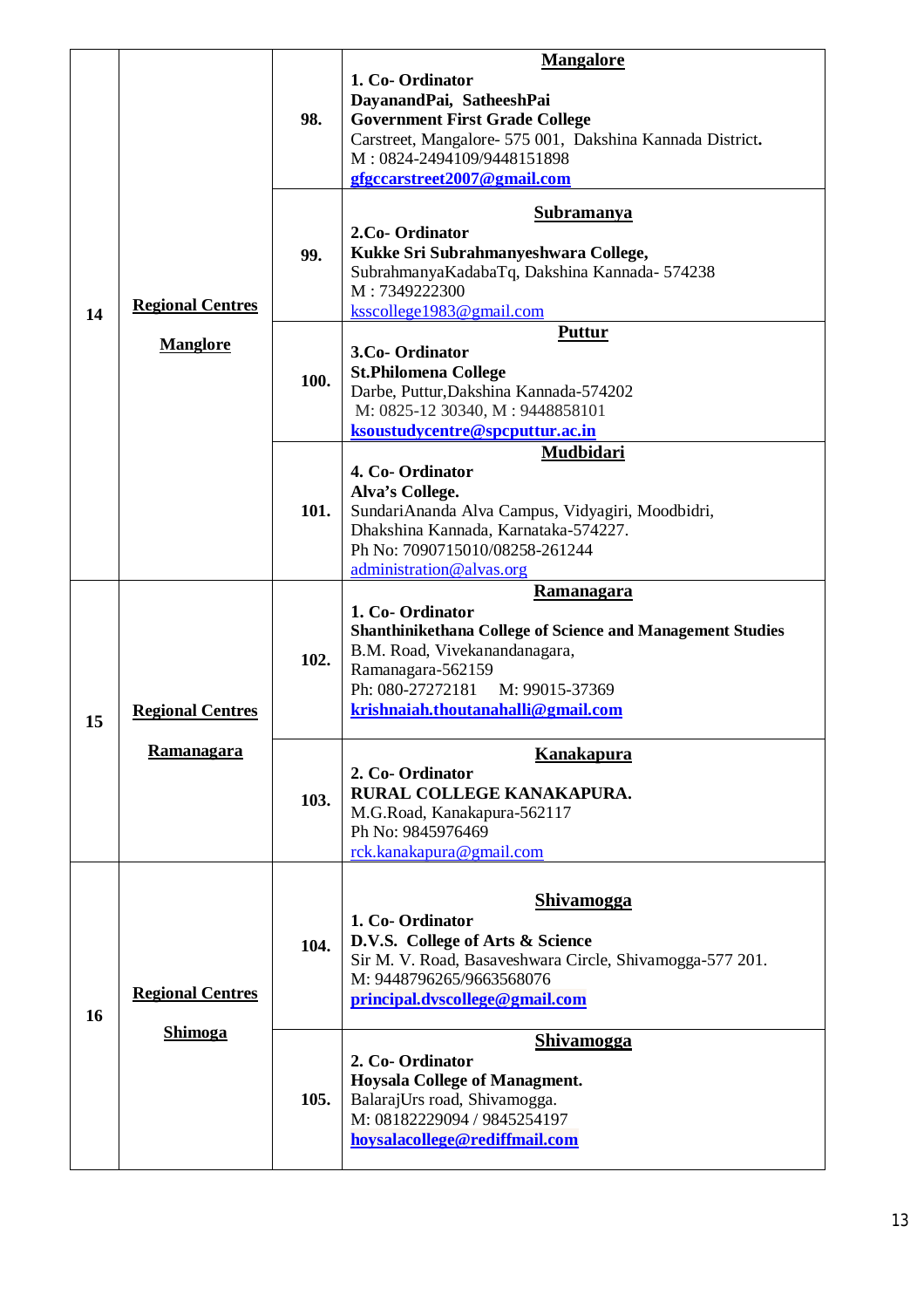| | | | |
|---|---|---|---|
| 14 | **Regional Centres**<br><br>**Manglore** | **98.** | **Mangalore**<br>**1. Co- Ordinator**<br>**DayanandPai, SatheeshPai**<br>**Government First Grade College**<br>Carstreet, Mangalore- 575 001, Dakshina Kannada District.<br>M : 0824-2494109/9448151898<br>**gfgccarstreet2007@gmail.com** |
| | | **99.** | **Subramanya**<br>**2.Co- Ordinator**<br>**Kukke Sri Subrahmanyeshwara College,**<br>SubrahmanyaKadabaTq, Dakshina Kannada- 574238<br>M : 7349222300<br>ksscollege1983@gmail.com |
| | | **100.** | **Puttur**<br>**3.Co- Ordinator**<br>**St.Philomena College**<br>Darbe, Puttur,Dakshina Kannada-574202<br>M: 0825-12 30340, M : 9448858101<br>**ksoustudycentre@spcputtur.ac.in** |
| | | **101.** | **Mudbidari**<br>**4. Co- Ordinator**<br>**Alva's College.**<br>SundariAnanda Alva Campus, Vidyagiri, Moodbidri, Dhakshina Kannada, Karnataka-574227.<br>Ph No: 7090715010/08258-261244<br>administration@alvas.org |
| 15 | **Regional Centres**<br><br>**Ramanagara** | **102.** | **Ramanagara**<br>**1. Co- Ordinator**<br>**Shanthinikethana College of Science and Management Studies**<br>B.M. Road, Vivekanandanagara,<br>Ramanagara-562159<br>Ph: 080-27272181 M: 99015-37369<br>**krishnaiah.thoutanahalli@gmail.com** |
| | | **103.** | **Kanakapura**<br>**2. Co- Ordinator**<br>**RURAL COLLEGE KANAKAPURA.**<br>M.G.Road, Kanakapura-562117<br>Ph No: 9845976469<br>rck.kanakapura@gmail.com |
| 16 | **Regional Centres**<br><br>**Shimoga** | **104.** | **Shivamogga**<br>**1. Co- Ordinator**<br>**D.V.S. College of Arts & Science**<br>Sir M. V. Road, Basaveshwara Circle, Shivamogga-577 201.<br>M: 9448796265/9663568076<br>**principal.dvscollege@gmail.com** |
| | | **105.** | **Shivamogga**<br>**2. Co- Ordinator**<br>**Hoysala College of Managment.**<br>BalarajUrs road, Shivamogga.<br>M: 08182229094 / 9845254197<br>**hoysalacollege@rediffmail.com** |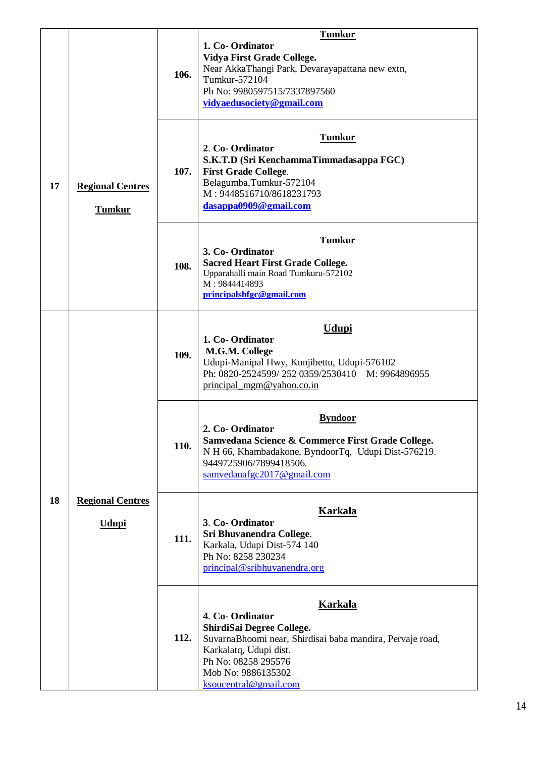| | | | |
|---|---|---|---|
| 17 | **Regional Centres Tumkur** | **106.** | **Tumkur**<br>**1. Co- Ordinator**<br>**Vidya First Grade College.**<br>Near AkkaThangi Park, Devarayapattana new extn, Tumkur-572104<br>Ph No: 9980597515/7337897560<br>**vidyaedusociety@gmail.com** |
| | | **107.** | **Tumkur**<br>**2. Co- Ordinator**<br>**S.K.T.D (Sri KenchammaTimmadasappa FGC) First Grade College.**<br>Belagumba,Tumkur-572104<br>M : 9448516710/8618231793<br>**dasappa0909@gmail.com** |
| | | **108.** | **Tumkur**<br>**3. Co- Ordinator**<br>**Sacred Heart First Grade College.**<br>Upparahalli main Road Tumkuru-572102<br>M : 9844414893<br>**principalshfgc@gmail.com** |
| 18 | **Regional Centres Udupi** | **109.** | **Udupi**<br>**1. Co- Ordinator**<br>**M.G.M. College**<br>Udupi-Manipal Hwy, Kunjibettu, Udupi-576102<br>Ph: 0820-2524599/ 252 0359/2530410 M: 9964896955<br>principal_mgm@yahoo.co.in |
| | | **110.** | **Byndoor**<br>**2. Co- Ordinator**<br>**Samvedana Science & Commerce First Grade College.**<br>N H 66, Khambadakone, ByndoorTq, Udupi Dist-576219.<br>9449725906/7899418506.<br>samvedanafgc2017@gmail.com |
| | | **111.** | **Karkala**<br>**3. Co- Ordinator**<br>**Sri Bhuvanendra College.**<br>Karkala, Udupi Dist-574 140<br>Ph No: 8258 230234<br>principal@sribhuvanendra.org |
| | | **112.** | **Karkala**<br>**4. Co- Ordinator**<br>**ShirdiSai Degree College.**<br>SuvarnaBhoomi near, Shirdisai baba mandira, Pervaje road, Karkalatq, Udupi dist.<br>Ph No: 08258 295576<br>Mob No: 9886135302<br>ksoucentral@gmail.com |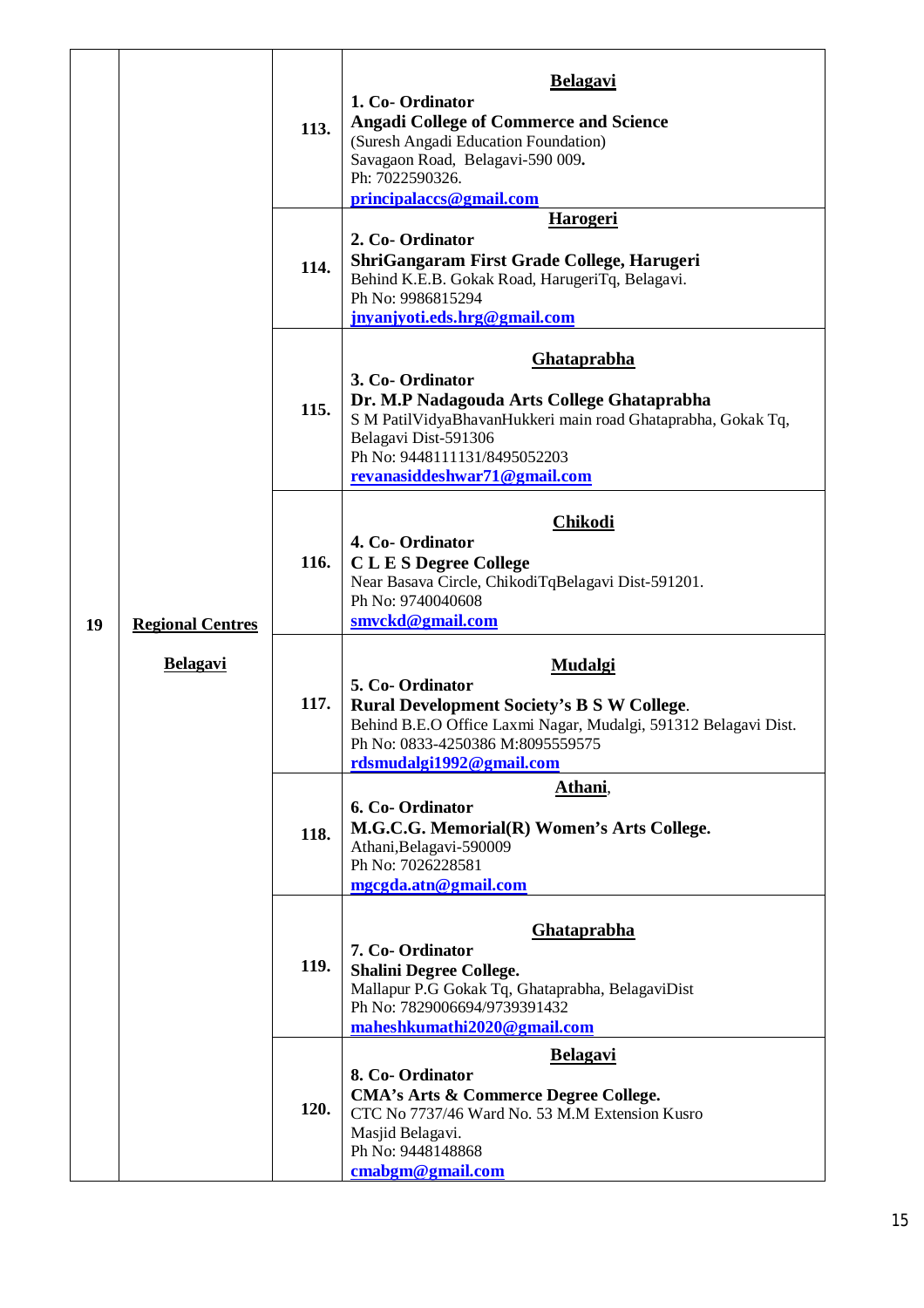| 19 | **Regional Centres** **Belagavi** | 113. | **Belagavi** **1. Co- Ordinator** **Angadi College of Commerce and Science** (Suresh Angadi Education Foundation) Savagaon Road, Belagavi-590 009**.** Ph: 7022590326. **principalaccs@gmail.com** |
|---|---|---|---|
| | | 114. | **Harogeri** **2. Co- Ordinator** **ShriGangaram First Grade College, Harugeri** Behind K.E.B. Gokak Road, HarugeriTq, Belagavi. Ph No: 9986815294 **jnyanjyoti.eds.hrg@gmail.com** |
| | | 115. | **Ghataprabha** **3. Co- Ordinator** **Dr. M.P Nadagouda Arts College Ghataprabha** S M PatilVidyaBhavanHukkeri main road Ghataprabha, Gokak Tq, Belagavi Dist-591306 Ph No: 9448111131/8495052203 **revanasiddeshwar71@gmail.com** |
| | | 116. | **Chikodi** **4. Co- Ordinator** **C L E S Degree College** Near Basava Circle, ChikodiTqBelagavi Dist-591201. Ph No: 9740040608 **smvckd@gmail.com** |
| | | 117. | **Mudalgi** **5. Co- Ordinator** **Rural Development Society's B S W College**. Behind B.E.O Office Laxmi Nagar, Mudalgi, 591312 Belagavi Dist. Ph No: 0833-4250386 M:8095559575 **rdsmudalgi1992@gmail.com** |
| | | 118. | **Athani**, **6. Co- Ordinator** **M.G.C.G. Memorial(R) Women's Arts College.** Athani,Belagavi-590009 Ph No: 7026228581 **mgcgda.atn@gmail.com** |
| | | 119. | **Ghataprabha** **7. Co- Ordinator** **Shalini Degree College.** Mallapur P.G Gokak Tq, Ghataprabha, BelagaviDist Ph No: 7829006694/9739391432 **maheshkumathi2020@gmail.com** |
| | | 120. | **Belagavi** **8. Co- Ordinator** **CMA's Arts & Commerce Degree College.** CTC No 7737/46 Ward No. 53 M.M Extension Kusro Masjid Belagavi. Ph No: 9448148868 **cmabgm@gmail.com** |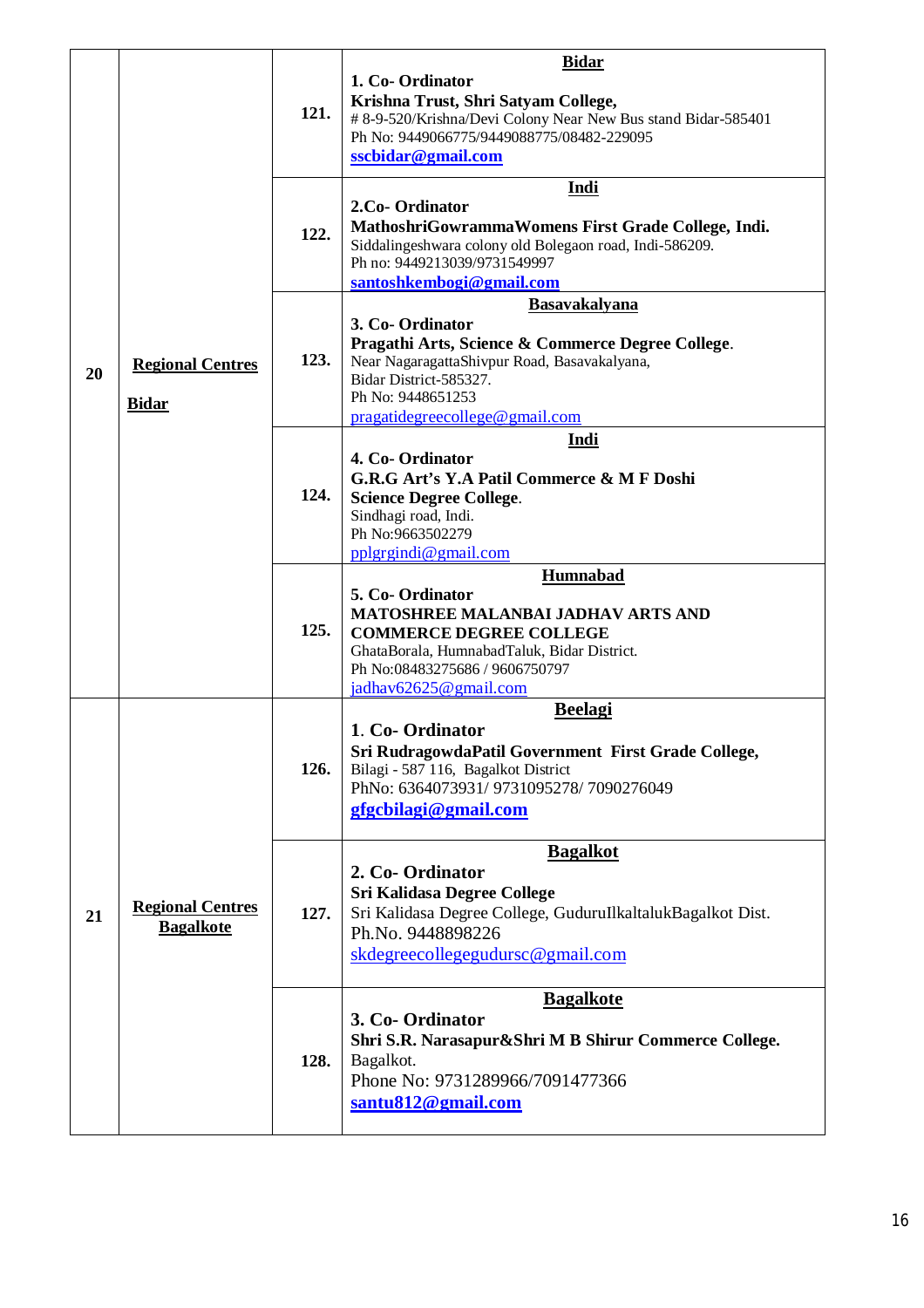| | | | |
|---|---|---|---|
| 20 | **Regional Centres** **Bidar** | **121.** | **Bidar** **1. Co- Ordinator** **Krishna Trust, Shri Satyam College,** # 8-9-520/Krishna/Devi Colony Near New Bus stand Bidar-585401 Ph No: 9449066775/9449088775/08482-229095 **sscbidar@gmail.com** |
| | | **122.** | **Indi** **2.Co- Ordinator** **MathoshriGowrammaWomens First Grade College, Indi.** Siddalingeshwara colony old Bolegaon road, Indi-586209. Ph no: 9449213039/9731549997 **santoshkembogi@gmail.com** |
| | | **123.** | **Basavakalyana** **3. Co- Ordinator** **Pragathi Arts, Science & Commerce Degree College**. Near NagaragattaShivpur Road, Basavakalyana, Bidar District-585327. Ph No: 9448651253 pragatidegreecollege@gmail.com |
| | | **124.** | **Indi** **4. Co- Ordinator** **G.R.G Art's Y.A Patil Commerce & M F Doshi Science Degree College**. Sindhagi road, Indi. Ph No:9663502279 pplgrgindi@gmail.com |
| | | **125.** | **Humnabad** **5. Co- Ordinator** **MATOSHREE MALANBAI JADHAV ARTS AND COMMERCE DEGREE COLLEGE** GhataBorala, HumnabadTaluk, Bidar District. Ph No:08483275686 / 9606750797 jadhav62625@gmail.com |
| 21 | **Regional Centres** **Bagalkote** | **126.** | **Beelagi** 1. **Co- Ordinator** **Sri RudragowdaPatil Government First Grade College,** Bilagi - 587 116, Bagalkot District PhNo: 6364073931/ 9731095278/ 7090276049 **gfgcbilagi@gmail.com** |
| | | **127.** | **Bagalkot** **2. Co- Ordinator** **Sri Kalidasa Degree College** Sri Kalidasa Degree College, GuduruIlkaltalukBagalkot Dist. Ph.No. 9448898226 skdegreecollegegudursc@gmail.com |
| | | **128.** | **Bagalkote** **3. Co- Ordinator** **Shri S.R. Narasapur&Shri M B Shirur Commerce College.** Bagalkot. Phone No: 9731289966/7091477366 **santu812@gmail.com** |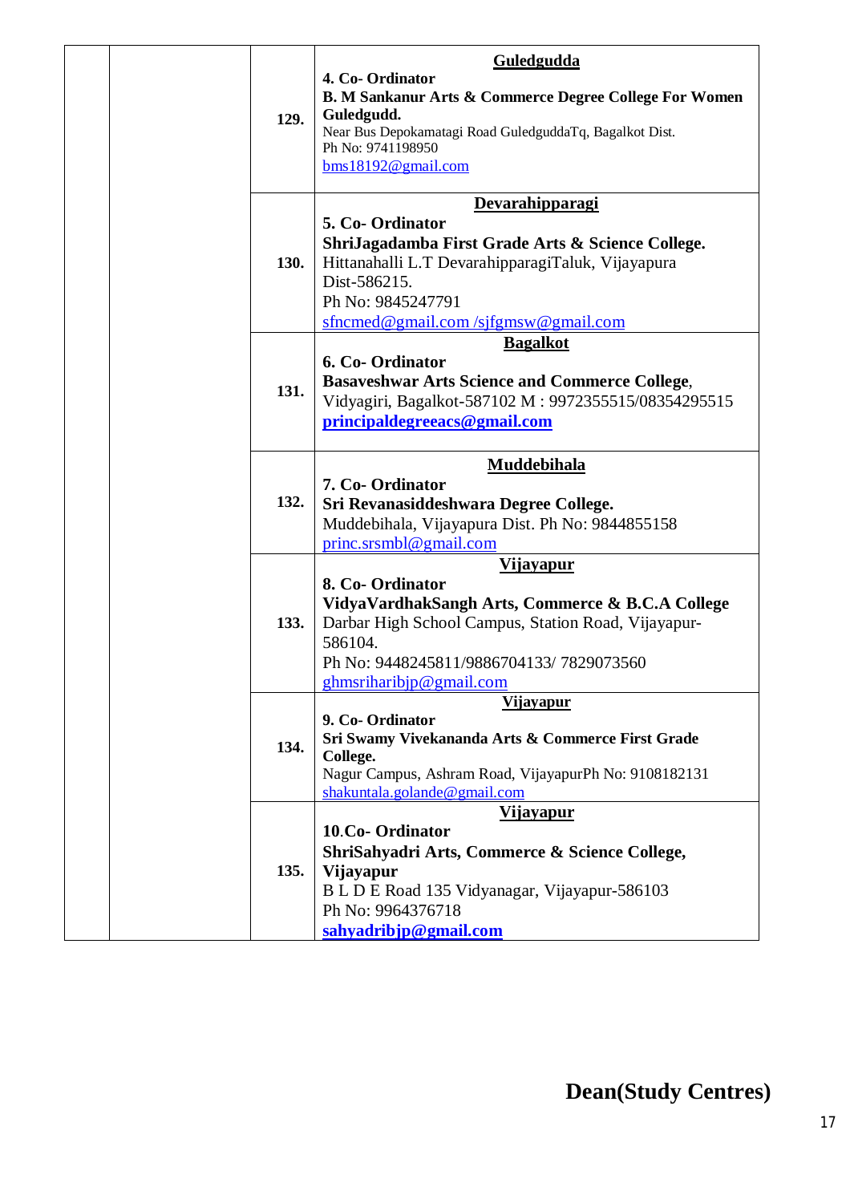| | | | |
|---|---|---|---|
| | | 129. | **Guledgudda**<br>**4. Co- Ordinator**<br>**B. M Sankanur Arts & Commerce Degree College For Women Guledgudd.**<br>Near Bus Depokamatagi Road GuledguddaTq, Bagalkot Dist.<br>Ph No: 9741198950<br>bms18192@gmail.com |
| | | 130. | **Devarahipparagi**<br>**5. Co- Ordinator**<br>**ShriJagadamba First Grade Arts & Science College.**<br>Hittanahalli L.T DevarahipparagiTaluk, Vijayapura Dist-586215.<br>Ph No: 9845247791<br>sfncmed@gmail.com /sjfgmsw@gmail.com |
| | | 131. | **Bagalkot**<br>**6. Co- Ordinator**<br>**Basaveshwar Arts Science and Commerce College**,<br>Vidyagiri, Bagalkot-587102 M : 9972355515/08354295515<br>**principaldegreeacs@gmail.com** |
| | | 132. | **Muddebihala**<br>**7. Co- Ordinator**<br>**Sri Revanasiddeshwara Degree College.**<br>Muddebihala, Vijayapura Dist. Ph No: 9844855158<br>princ.srsmbl@gmail.com |
| | | 133. | **Vijayapur**<br>**8. Co- Ordinator**<br>**VidyaVardhakSangh Arts, Commerce & B.C.A College**<br>Darbar High School Campus, Station Road, Vijayapur-586104.<br>Ph No: 9448245811/9886704133/ 7829073560<br>ghmsriharibjp@gmail.com |
| | | 134. | **Vijayapur**<br>**9. Co- Ordinator**<br>**Sri Swamy Vivekananda Arts & Commerce First Grade College.**<br>Nagur Campus, Ashram Road, VijayapurPh No: 9108182131<br>shakuntala.golande@gmail.com |
| | | 135. | **Vijayapur**<br>**10.Co- Ordinator**<br>**ShriSahyadri Arts, Commerce & Science College, Vijayapur**<br>B L D E Road 135 Vidyanagar, Vijayapur-586103<br>Ph No: 9964376718<br>**sahyadribjp@gmail.com** |

**Dean(Study Centres)**